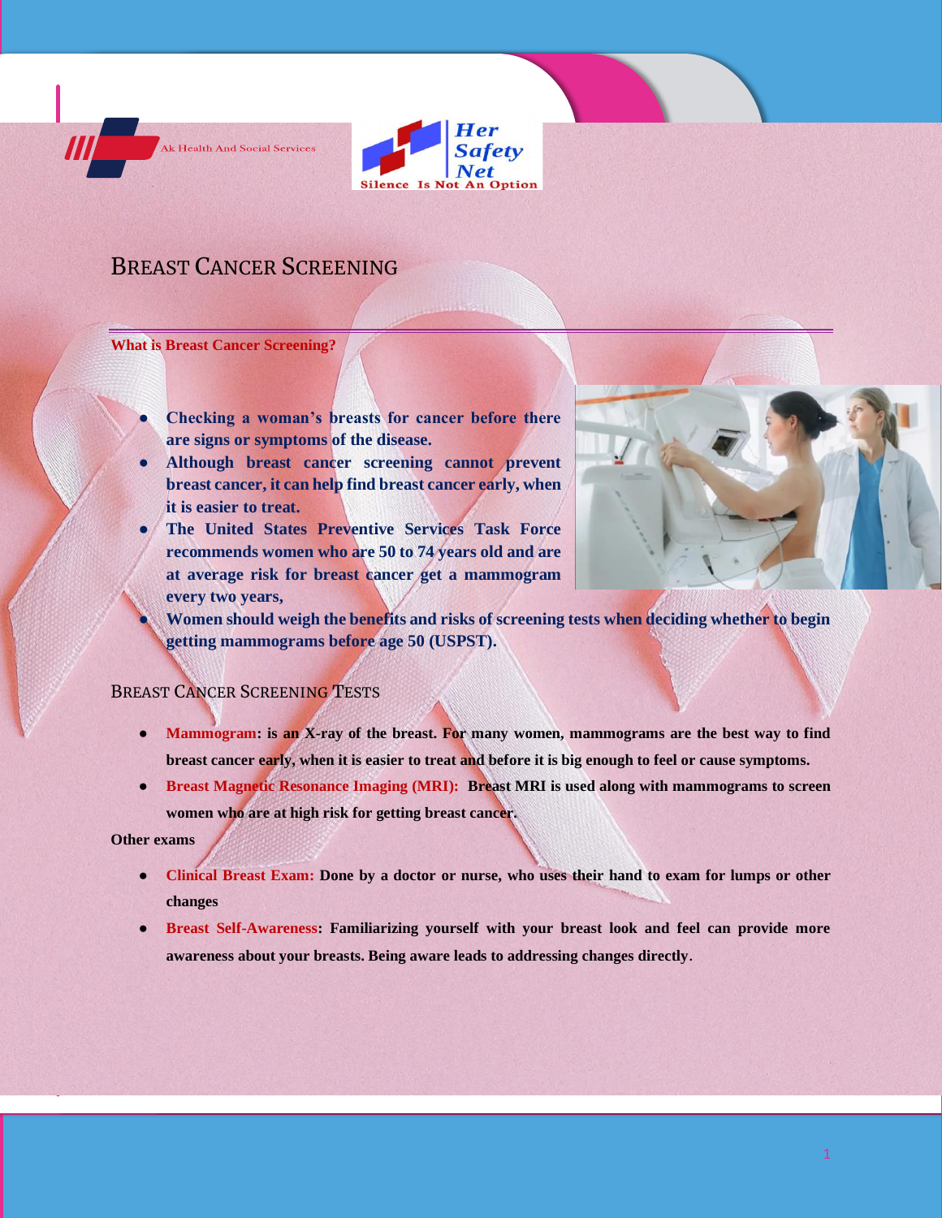Ak Health And Social Services

Her Safety Net
Silence Is Not An Option

# Breast Cancer Screening

**What is Breast Cancer Screening?**

- **Checking a woman's breasts for cancer before there are signs or symptoms of the disease.**
- **Although breast cancer screening cannot prevent breast cancer, it can help find breast cancer early, when it is easier to treat.**
- **The United States Preventive Services Task Force recommends women who are 50 to 74 years old and are at average risk for breast cancer get a mammogram every two years,**
- **Women should weigh the benefits and risks of screening tests when deciding whether to begin getting mammograms before age 50 (USPST).**

## Breast Cancer Screening Tests

- **Mammogram: is an X-ray of the breast. For many women, mammograms are the best way to find breast cancer early, when it is easier to treat and before it is big enough to feel or cause symptoms.**
- **Breast Magnetic Resonance Imaging (MRI): Breast MRI is used along with mammograms to screen women who are at high risk for getting breast cancer.**

**Other exams**

- **Clinical Breast Exam: Done by a doctor or nurse, who uses their hand to exam for lumps or other changes**
- **Breast Self-Awareness: Familiarizing yourself with your breast look and feel can provide more awareness about your breasts. Being aware leads to addressing changes directly.**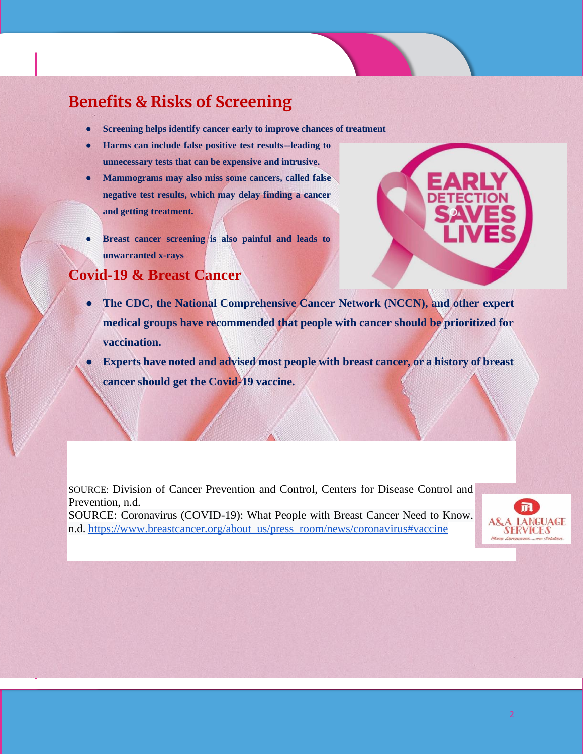## Benefits & Risks of Screening

- **Screening helps identify cancer early to improve chances of treatment**
- **Harms can include false positive test results--leading to unnecessary tests that can be expensive and intrusive.**
- **Mammograms may also miss some cancers, called false negative test results, which may delay finding a cancer and getting treatment.**
- **Breast cancer screening is also painful and leads to unwarranted x-rays**

## Covid-19 & Breast Cancer

- **The CDC, the National Comprehensive Cancer Network (NCCN), and other expert medical groups have recommended that people with cancer should be prioritized for vaccination.**
- **Experts have noted and advised most people with breast cancer, or a history of breast cancer should get the Covid-19 vaccine.**

SOURCE: Division of Cancer Prevention and Control, Centers for Disease Control and Prevention, n.d.

SOURCE: Coronavirus (COVID-19): What People with Breast Cancer Need to Know. n.d. https://www.breastcancer.org/about_us/press_room/news/coronavirus#vaccine